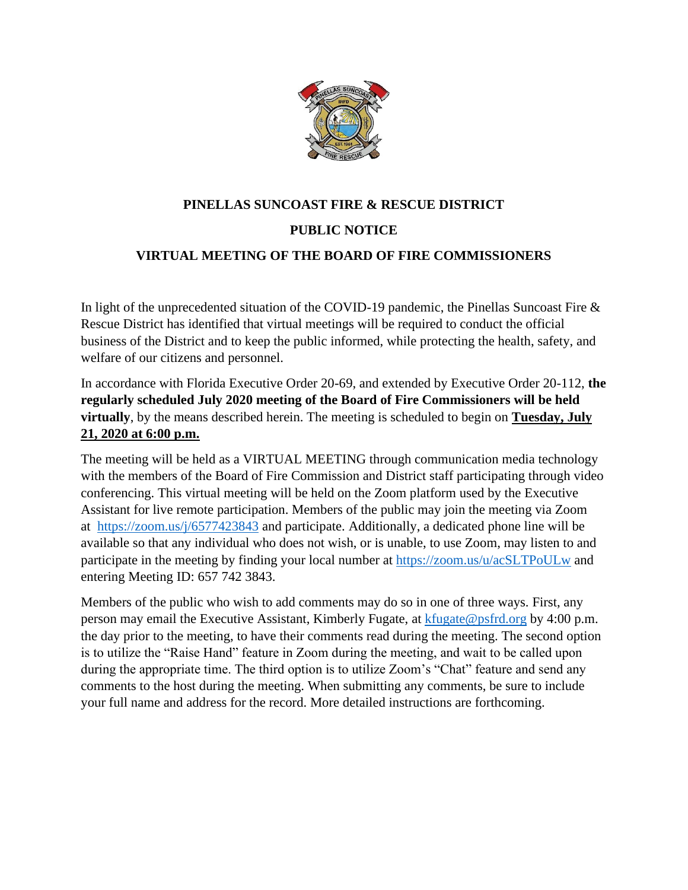# PINELLAS SUNCOAST FIRE & RESCUE DISTRICT

## PUBLIC NOTICE

## VIRTUAL MEETING OF THE BOARD OF FIRE COMMISSIONERS

In light of the unprecedented situation of the COVID-19 pandemic, the Pinellas Suncoast Fire & Rescue District has identified that virtual meetings will be required to conduct the official business of the District and to keep the public informed, while protecting the health, safety, and welfare of our citizens and personnel.

In accordance with Florida Executive Order 20-69, and extended by Executive Order 20-112, **the regularly scheduled July 2020 meeting of the Board of Fire Commissioners will be held virtually**, by the means described herein. The meeting is scheduled to begin on **Tuesday, July 21, 2020 at 6:00 p.m.**

The meeting will be held as a VIRTUAL MEETING through communication media technology with the members of the Board of Fire Commission and District staff participating through video conferencing. This virtual meeting will be held on the Zoom platform used by the Executive Assistant for live remote participation. Members of the public may join the meeting via Zoom at https://zoom.us/j/6577423843 and participate. Additionally, a dedicated phone line will be available so that any individual who does not wish, or is unable, to use Zoom, may listen to and participate in the meeting by finding your local number at https://zoom.us/u/acSLTPoULw and entering Meeting ID: 657 742 3843.

Members of the public who wish to add comments may do so in one of three ways. First, any person may email the Executive Assistant, Kimberly Fugate, at kfugate@psfrd.org by 4:00 p.m. the day prior to the meeting, to have their comments read during the meeting. The second option is to utilize the "Raise Hand" feature in Zoom during the meeting, and wait to be called upon during the appropriate time. The third option is to utilize Zoom's "Chat" feature and send any comments to the host during the meeting. When submitting any comments, be sure to include your full name and address for the record. More detailed instructions are forthcoming.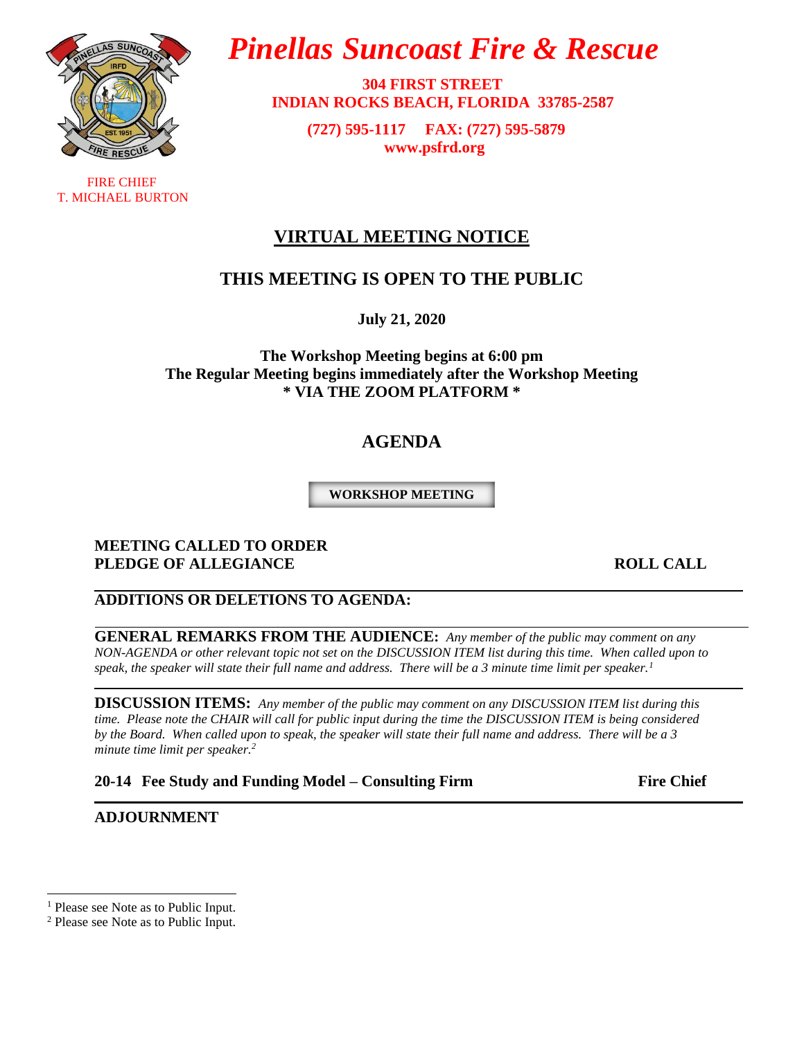# *Pinellas Suncoast Fire & Rescue*

**304 FIRST STREET**
**INDIAN ROCKS BEACH, FLORIDA 33785-2587**

**(727) 595-1117 FAX: (727) 595-5879**
**www.psfrd.org**

FIRE CHIEF
T. MICHAEL BURTON

## VIRTUAL MEETING NOTICE

## THIS MEETING IS OPEN TO THE PUBLIC

**July 21, 2020**

**The Workshop Meeting begins at 6:00 pm**
**The Regular Meeting begins immediately after the Workshop Meeting**
**\* VIA THE ZOOM PLATFORM \***

## AGENDA

**WORKSHOP MEETING**

**MEETING CALLED TO ORDER**
**PLEDGE OF ALLEGIANCE** **ROLL CALL**

---

**ADDITIONS OR DELETIONS TO AGENDA:**

---

**GENERAL REMARKS FROM THE AUDIENCE:** *Any member of the public may comment on any NON-AGENDA or other relevant topic not set on the DISCUSSION ITEM list during this time. When called upon to speak, the speaker will state their full name and address. There will be a 3 minute time limit per speaker.*[1]

---

**DISCUSSION ITEMS:** *Any member of the public may comment on any DISCUSSION ITEM list during this time. Please note the CHAIR will call for public input during the time the DISCUSSION ITEM is being considered by the Board. When called upon to speak, the speaker will state their full name and address. There will be a 3 minute time limit per speaker.*[2]

**20-14 Fee Study and Funding Model – Consulting Firm** **Fire Chief**

---

**ADJOURNMENT**

---

[1] Please see Note as to Public Input.
[2] Please see Note as to Public Input.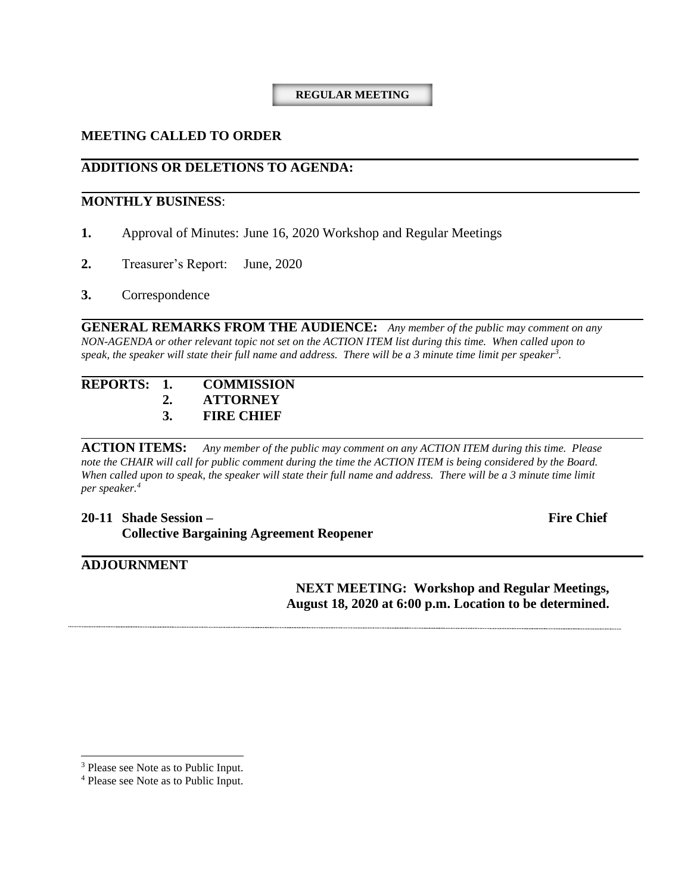**REGULAR MEETING**

## MEETING CALLED TO ORDER

## ADDITIONS OR DELETIONS TO AGENDA:

## MONTHLY BUSINESS:

**1.** Approval of Minutes: June 16, 2020 Workshop and Regular Meetings

**2.** Treasurer's Report: June, 2020

**3.** Correspondence

**GENERAL REMARKS FROM THE AUDIENCE:** *Any member of the public may comment on any NON-AGENDA or other relevant topic not set on the ACTION ITEM list during this time. When called upon to speak, the speaker will state their full name and address. There will be a 3 minute time limit per speaker[3].*

**REPORTS:**
1. **COMMISSION**
2. **ATTORNEY**
3. **FIRE CHIEF**

**ACTION ITEMS:** *Any member of the public may comment on any ACTION ITEM during this time. Please note the CHAIR will call for public comment during the time the ACTION ITEM is being considered by the Board. When called upon to speak, the speaker will state their full name and address. There will be a 3 minute time limit per speaker.[4]*

**20-11 Shade Session – Collective Bargaining Agreement Reopener** — **Fire Chief**

## ADJOURNMENT

**NEXT MEETING: Workshop and Regular Meetings, August 18, 2020 at 6:00 p.m. Location to be determined.**

---

[3] Please see Note as to Public Input.

[4] Please see Note as to Public Input.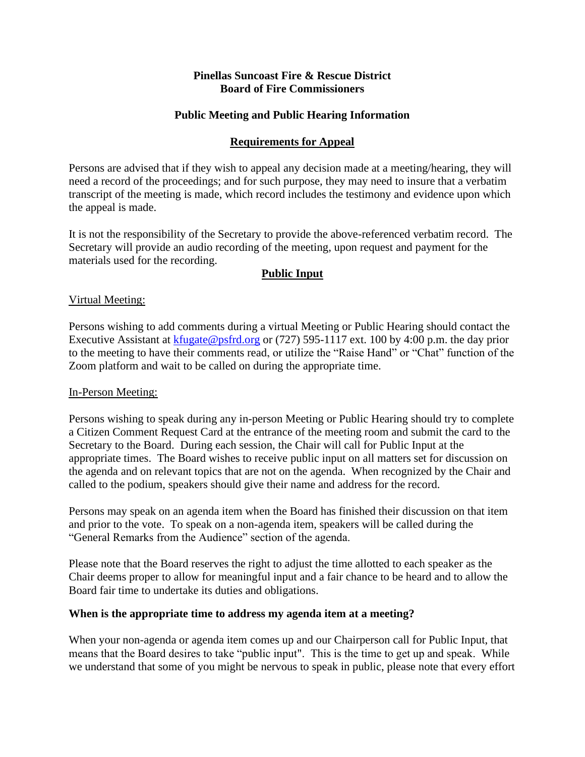**Pinellas Suncoast Fire & Rescue District**
**Board of Fire Commissioners**

**Public Meeting and Public Hearing Information**

## Requirements for Appeal

Persons are advised that if they wish to appeal any decision made at a meeting/hearing, they will need a record of the proceedings; and for such purpose, they may need to insure that a verbatim transcript of the meeting is made, which record includes the testimony and evidence upon which the appeal is made.

It is not the responsibility of the Secretary to provide the above-referenced verbatim record. The Secretary will provide an audio recording of the meeting, upon request and payment for the materials used for the recording.

## Public Input

Virtual Meeting:

Persons wishing to add comments during a virtual Meeting or Public Hearing should contact the Executive Assistant at [kfugate@psfrd.org](mailto:kfugate@psfrd.org) or (727) 595-1117 ext. 100 by 4:00 p.m. the day prior to the meeting to have their comments read, or utilize the "Raise Hand" or "Chat" function of the Zoom platform and wait to be called on during the appropriate time.

In-Person Meeting:

Persons wishing to speak during any in-person Meeting or Public Hearing should try to complete a Citizen Comment Request Card at the entrance of the meeting room and submit the card to the Secretary to the Board. During each session, the Chair will call for Public Input at the appropriate times. The Board wishes to receive public input on all matters set for discussion on the agenda and on relevant topics that are not on the agenda. When recognized by the Chair and called to the podium, speakers should give their name and address for the record.

Persons may speak on an agenda item when the Board has finished their discussion on that item and prior to the vote. To speak on a non-agenda item, speakers will be called during the "General Remarks from the Audience" section of the agenda.

Please note that the Board reserves the right to adjust the time allotted to each speaker as the Chair deems proper to allow for meaningful input and a fair chance to be heard and to allow the Board fair time to undertake its duties and obligations.

**When is the appropriate time to address my agenda item at a meeting?**

When your non-agenda or agenda item comes up and our Chairperson call for Public Input, that means that the Board desires to take "public input". This is the time to get up and speak. While we understand that some of you might be nervous to speak in public, please note that every effort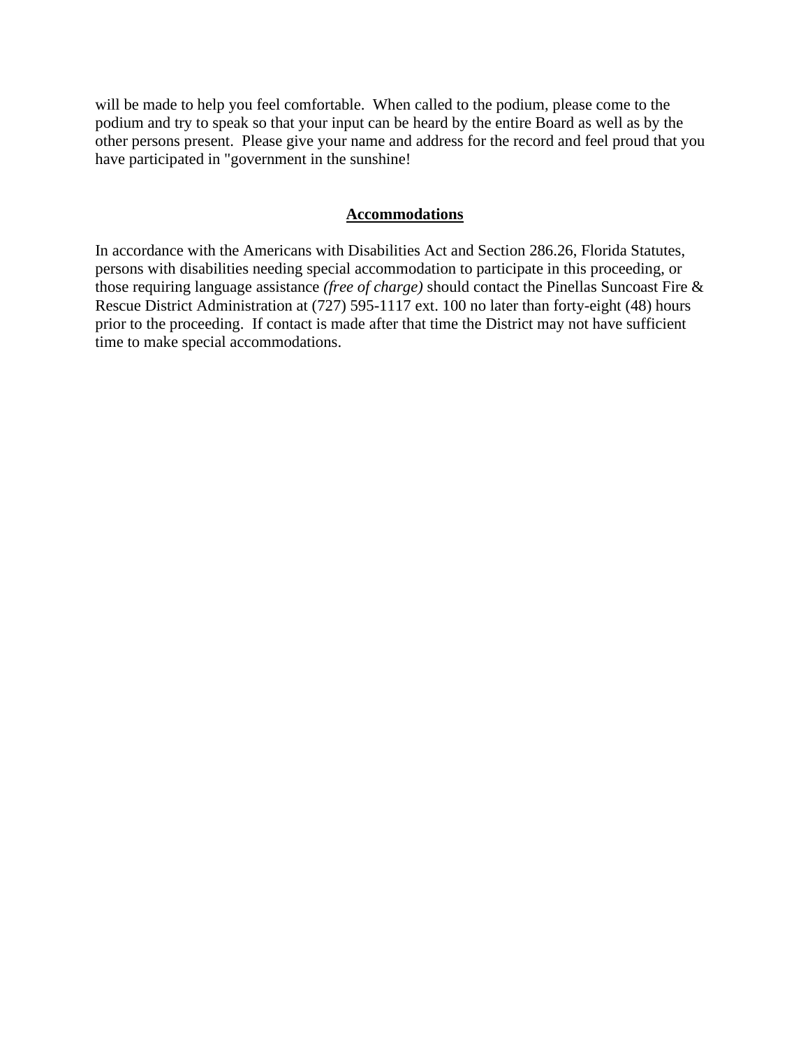will be made to help you feel comfortable. When called to the podium, please come to the podium and try to speak so that your input can be heard by the entire Board as well as by the other persons present. Please give your name and address for the record and feel proud that you have participated in "government in the sunshine!

## **Accommodations**

In accordance with the Americans with Disabilities Act and Section 286.26, Florida Statutes, persons with disabilities needing special accommodation to participate in this proceeding, or those requiring language assistance *(free of charge)* should contact the Pinellas Suncoast Fire & Rescue District Administration at (727) 595-1117 ext. 100 no later than forty-eight (48) hours prior to the proceeding. If contact is made after that time the District may not have sufficient time to make special accommodations.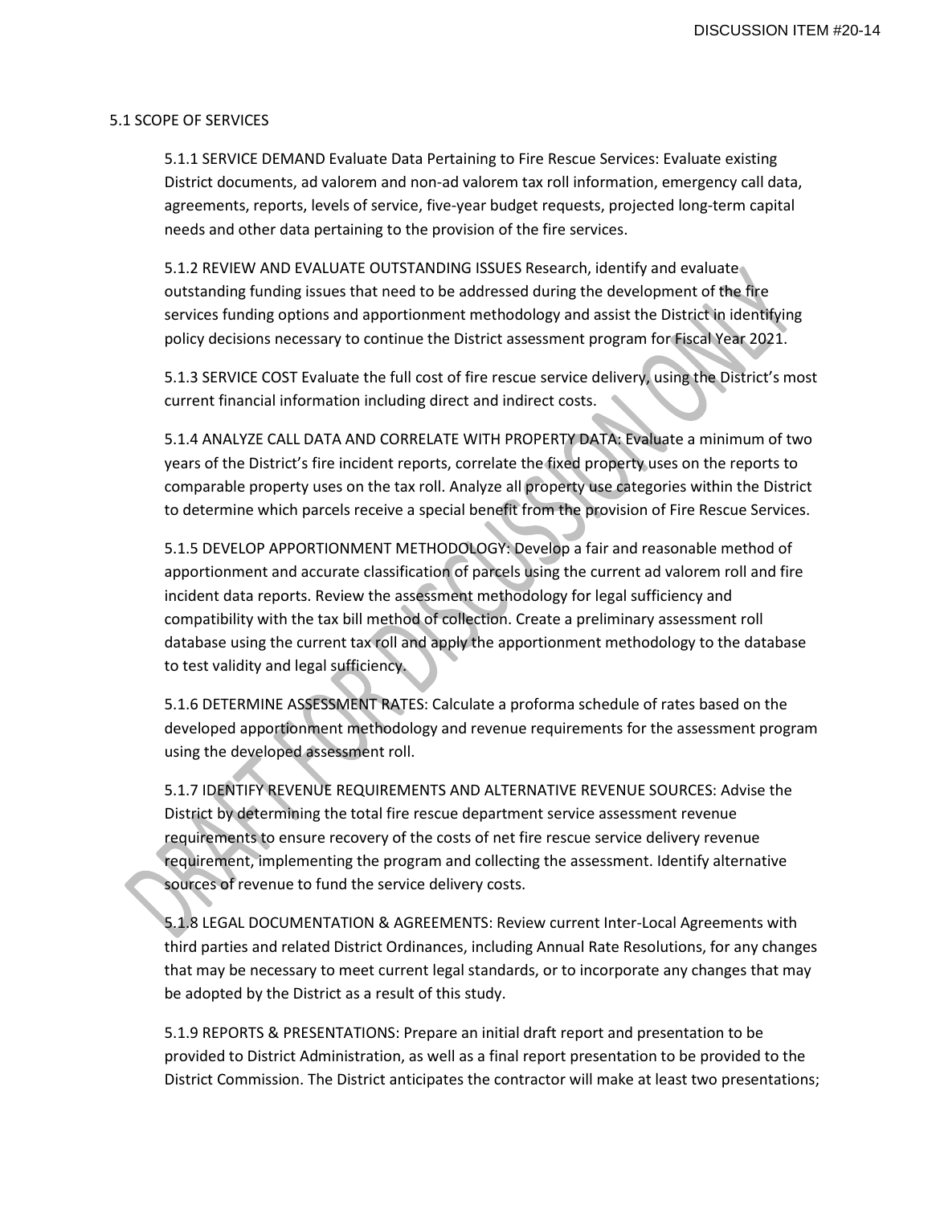## 5.1 SCOPE OF SERVICES

5.1.1 SERVICE DEMAND Evaluate Data Pertaining to Fire Rescue Services: Evaluate existing District documents, ad valorem and non-ad valorem tax roll information, emergency call data, agreements, reports, levels of service, five-year budget requests, projected long-term capital needs and other data pertaining to the provision of the fire services.

5.1.2 REVIEW AND EVALUATE OUTSTANDING ISSUES Research, identify and evaluate outstanding funding issues that need to be addressed during the development of the fire services funding options and apportionment methodology and assist the District in identifying policy decisions necessary to continue the District assessment program for Fiscal Year 2021.

5.1.3 SERVICE COST Evaluate the full cost of fire rescue service delivery, using the District's most current financial information including direct and indirect costs.

5.1.4 ANALYZE CALL DATA AND CORRELATE WITH PROPERTY DATA: Evaluate a minimum of two years of the District's fire incident reports, correlate the fixed property uses on the reports to comparable property uses on the tax roll. Analyze all property use categories within the District to determine which parcels receive a special benefit from the provision of Fire Rescue Services.

5.1.5 DEVELOP APPORTIONMENT METHODOLOGY: Develop a fair and reasonable method of apportionment and accurate classification of parcels using the current ad valorem roll and fire incident data reports. Review the assessment methodology for legal sufficiency and compatibility with the tax bill method of collection. Create a preliminary assessment roll database using the current tax roll and apply the apportionment methodology to the database to test validity and legal sufficiency.

5.1.6 DETERMINE ASSESSMENT RATES: Calculate a proforma schedule of rates based on the developed apportionment methodology and revenue requirements for the assessment program using the developed assessment roll.

5.1.7 IDENTIFY REVENUE REQUIREMENTS AND ALTERNATIVE REVENUE SOURCES: Advise the District by determining the total fire rescue department service assessment revenue requirements to ensure recovery of the costs of net fire rescue service delivery revenue requirement, implementing the program and collecting the assessment. Identify alternative sources of revenue to fund the service delivery costs.

5.1.8 LEGAL DOCUMENTATION & AGREEMENTS: Review current Inter-Local Agreements with third parties and related District Ordinances, including Annual Rate Resolutions, for any changes that may be necessary to meet current legal standards, or to incorporate any changes that may be adopted by the District as a result of this study.

5.1.9 REPORTS & PRESENTATIONS: Prepare an initial draft report and presentation to be provided to District Administration, as well as a final report presentation to be provided to the District Commission. The District anticipates the contractor will make at least two presentations;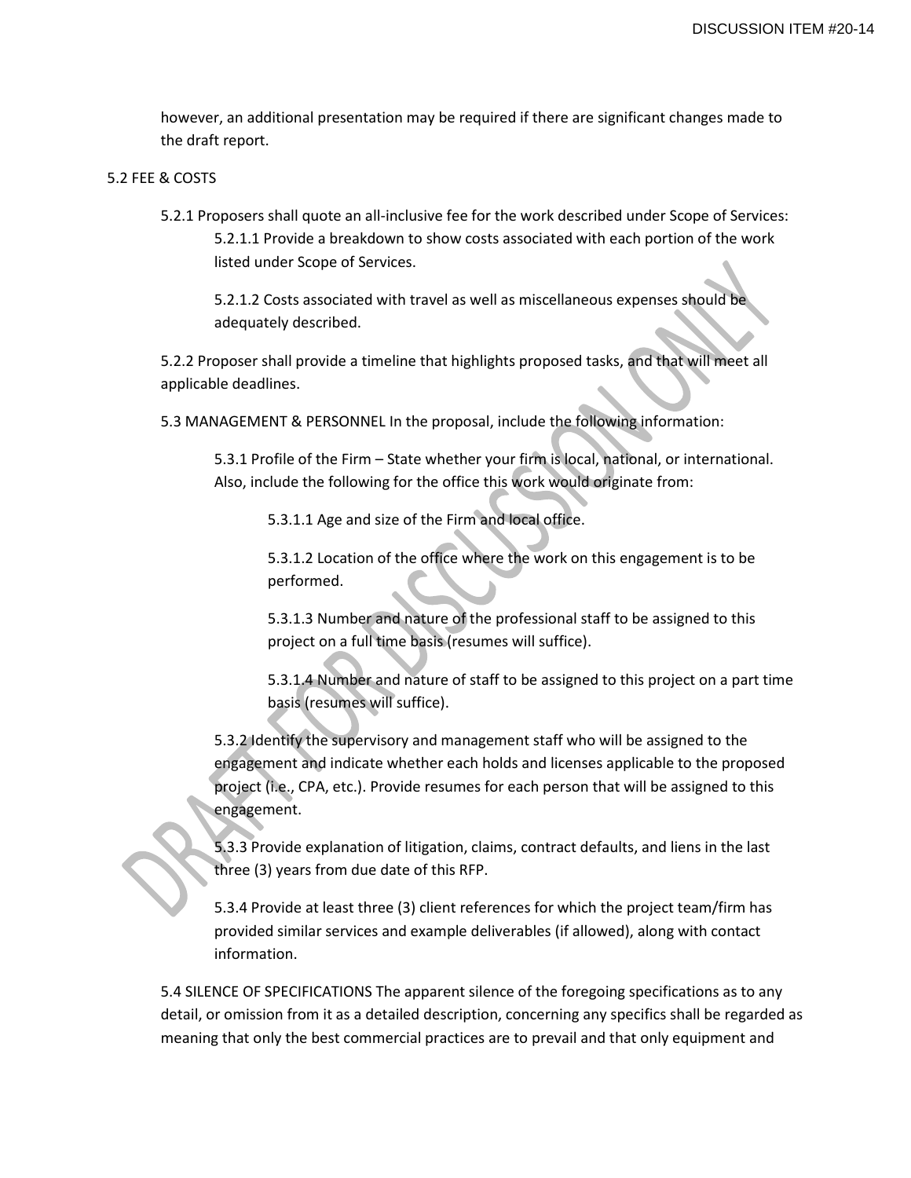however, an additional presentation may be required if there are significant changes made to the draft report.

5.2 FEE & COSTS

5.2.1 Proposers shall quote an all-inclusive fee for the work described under Scope of Services:

5.2.1.1 Provide a breakdown to show costs associated with each portion of the work listed under Scope of Services.

5.2.1.2 Costs associated with travel as well as miscellaneous expenses should be adequately described.

5.2.2 Proposer shall provide a timeline that highlights proposed tasks, and that will meet all applicable deadlines.

5.3 MANAGEMENT & PERSONNEL In the proposal, include the following information:

5.3.1 Profile of the Firm – State whether your firm is local, national, or international. Also, include the following for the office this work would originate from:

5.3.1.1 Age and size of the Firm and local office.

5.3.1.2 Location of the office where the work on this engagement is to be performed.

5.3.1.3 Number and nature of the professional staff to be assigned to this project on a full time basis (resumes will suffice).

5.3.1.4 Number and nature of staff to be assigned to this project on a part time basis (resumes will suffice).

5.3.2 Identify the supervisory and management staff who will be assigned to the engagement and indicate whether each holds and licenses applicable to the proposed project (i.e., CPA, etc.). Provide resumes for each person that will be assigned to this engagement.

5.3.3 Provide explanation of litigation, claims, contract defaults, and liens in the last three (3) years from due date of this RFP.

5.3.4 Provide at least three (3) client references for which the project team/firm has provided similar services and example deliverables (if allowed), along with contact information.

5.4 SILENCE OF SPECIFICATIONS The apparent silence of the foregoing specifications as to any detail, or omission from it as a detailed description, concerning any specifics shall be regarded as meaning that only the best commercial practices are to prevail and that only equipment and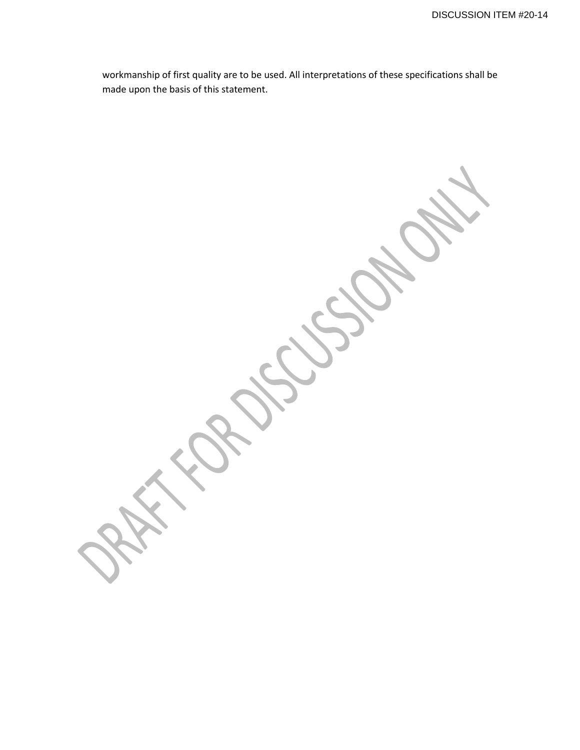workmanship of first quality are to be used. All interpretations of these specifications shall be made upon the basis of this statement.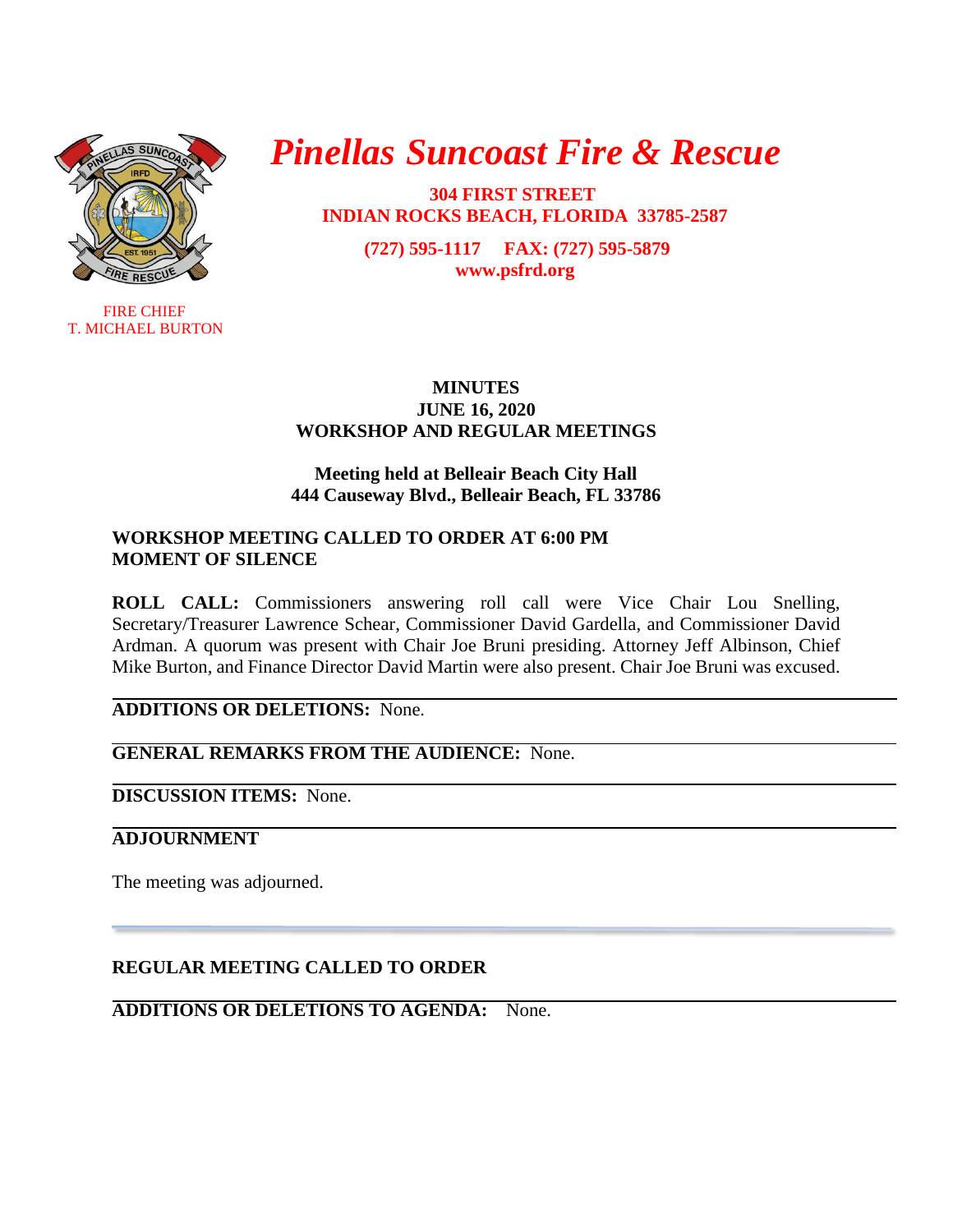# *Pinellas Suncoast Fire & Rescue*

**304 FIRST STREET**
**INDIAN ROCKS BEACH, FLORIDA 33785-2587**

**(727) 595-1117 FAX: (727) 595-5879**
**www.psfrd.org**

FIRE CHIEF
T. MICHAEL BURTON

**MINUTES**
**JUNE 16, 2020**
**WORKSHOP AND REGULAR MEETINGS**

**Meeting held at Belleair Beach City Hall**
**444 Causeway Blvd., Belleair Beach, FL 33786**

**WORKSHOP MEETING CALLED TO ORDER AT 6:00 PM**
**MOMENT OF SILENCE**

**ROLL CALL:** Commissioners answering roll call were Vice Chair Lou Snelling, Secretary/Treasurer Lawrence Schear, Commissioner David Gardella, and Commissioner David Ardman. A quorum was present with Chair Joe Bruni presiding. Attorney Jeff Albinson, Chief Mike Burton, and Finance Director David Martin were also present. Chair Joe Bruni was excused.

**ADDITIONS OR DELETIONS:** None.

**GENERAL REMARKS FROM THE AUDIENCE:** None.

**DISCUSSION ITEMS:** None.

**ADJOURNMENT**

The meeting was adjourned.

---

**REGULAR MEETING CALLED TO ORDER**

**ADDITIONS OR DELETIONS TO AGENDA:** None.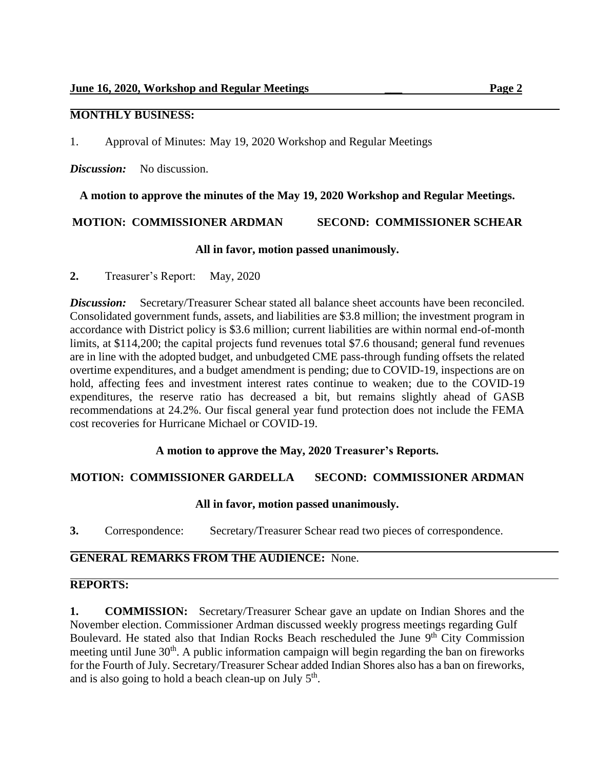## MONTHLY BUSINESS:

1. Approval of Minutes: May 19, 2020 Workshop and Regular Meetings

***Discussion:*** No discussion.

**A motion to approve the minutes of the May 19, 2020 Workshop and Regular Meetings.**

**MOTION: COMMISSIONER ARDMAN SECOND: COMMISSIONER SCHEAR**

**All in favor, motion passed unanimously.**

**2.** Treasurer's Report: May, 2020

***Discussion:*** Secretary/Treasurer Schear stated all balance sheet accounts have been reconciled. Consolidated government funds, assets, and liabilities are $3.8 million; the investment program in accordance with District policy is $3.6 million; current liabilities are within normal end-of-month limits, at $114,200; the capital projects fund revenues total $7.6 thousand; general fund revenues are in line with the adopted budget, and unbudgeted CME pass-through funding offsets the related overtime expenditures, and a budget amendment is pending; due to COVID-19, inspections are on hold, affecting fees and investment interest rates continue to weaken; due to the COVID-19 expenditures, the reserve ratio has decreased a bit, but remains slightly ahead of GASB recommendations at 24.2%. Our fiscal general year fund protection does not include the FEMA cost recoveries for Hurricane Michael or COVID-19.

**A motion to approve the May, 2020 Treasurer's Reports.**

**MOTION: COMMISSIONER GARDELLA SECOND: COMMISSIONER ARDMAN**

**All in favor, motion passed unanimously.**

**3.** Correspondence: Secretary/Treasurer Schear read two pieces of correspondence.

## GENERAL REMARKS FROM THE AUDIENCE: None.

## REPORTS:

**1. COMMISSION:** Secretary/Treasurer Schear gave an update on Indian Shores and the November election. Commissioner Ardman discussed weekly progress meetings regarding Gulf Boulevard. He stated also that Indian Rocks Beach rescheduled the June 9th City Commission meeting until June 30th. A public information campaign will begin regarding the ban on fireworks for the Fourth of July. Secretary/Treasurer Schear added Indian Shores also has a ban on fireworks, and is also going to hold a beach clean-up on July 5th.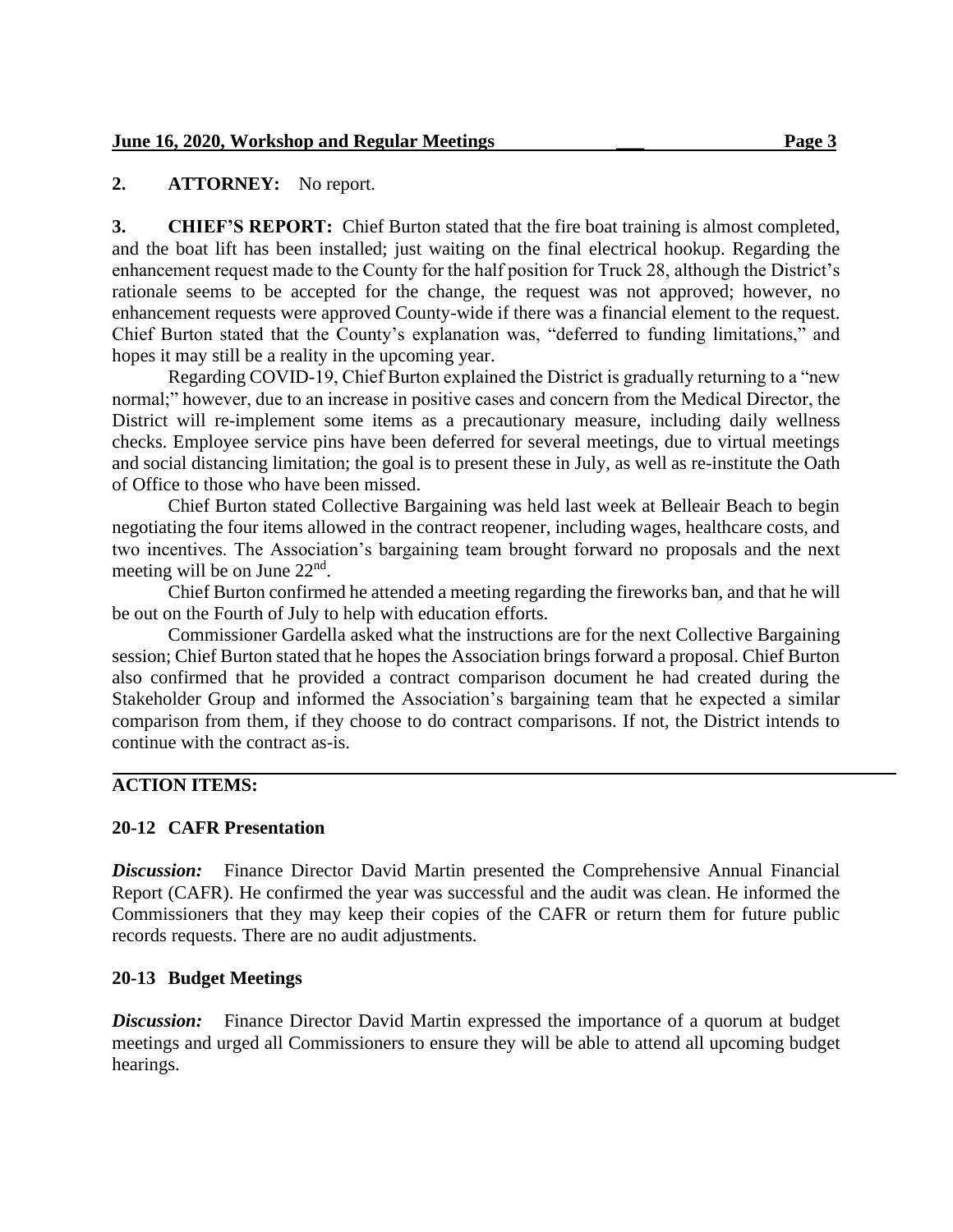**2. ATTORNEY:** No report.

**3. CHIEF'S REPORT:** Chief Burton stated that the fire boat training is almost completed, and the boat lift has been installed; just waiting on the final electrical hookup. Regarding the enhancement request made to the County for the half position for Truck 28, although the District's rationale seems to be accepted for the change, the request was not approved; however, no enhancement requests were approved County-wide if there was a financial element to the request. Chief Burton stated that the County's explanation was, "deferred to funding limitations," and hopes it may still be a reality in the upcoming year.

Regarding COVID-19, Chief Burton explained the District is gradually returning to a "new normal;" however, due to an increase in positive cases and concern from the Medical Director, the District will re-implement some items as a precautionary measure, including daily wellness checks. Employee service pins have been deferred for several meetings, due to virtual meetings and social distancing limitation; the goal is to present these in July, as well as re-institute the Oath of Office to those who have been missed.

Chief Burton stated Collective Bargaining was held last week at Belleair Beach to begin negotiating the four items allowed in the contract reopener, including wages, healthcare costs, and two incentives. The Association's bargaining team brought forward no proposals and the next meeting will be on June 22nd.

Chief Burton confirmed he attended a meeting regarding the fireworks ban, and that he will be out on the Fourth of July to help with education efforts.

Commissioner Gardella asked what the instructions are for the next Collective Bargaining session; Chief Burton stated that he hopes the Association brings forward a proposal. Chief Burton also confirmed that he provided a contract comparison document he had created during the Stakeholder Group and informed the Association's bargaining team that he expected a similar comparison from them, if they choose to do contract comparisons. If not, the District intends to continue with the contract as-is.

---

**ACTION ITEMS:**

**20-12 CAFR Presentation**

***Discussion:*** Finance Director David Martin presented the Comprehensive Annual Financial Report (CAFR). He confirmed the year was successful and the audit was clean. He informed the Commissioners that they may keep their copies of the CAFR or return them for future public records requests. There are no audit adjustments.

**20-13 Budget Meetings**

***Discussion:*** Finance Director David Martin expressed the importance of a quorum at budget meetings and urged all Commissioners to ensure they will be able to attend all upcoming budget hearings.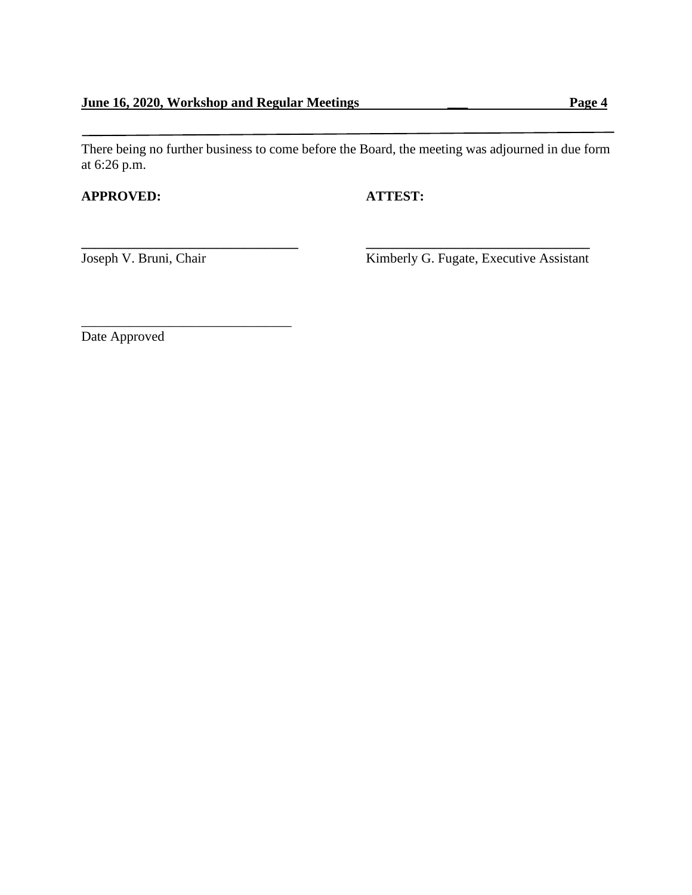There being no further business to come before the Board, the meeting was adjourned in due form at 6:26 p.m.

**APPROVED:** **ATTEST:**

\_\_\_\_\_\_\_\_\_\_\_\_\_\_\_\_\_\_\_\_\_\_\_\_\_\_\_\_\_\_\_\_
Joseph V. Bruni, Chair

\_\_\_\_\_\_\_\_\_\_\_\_\_\_\_\_\_\_\_\_\_\_\_\_\_\_\_\_\_\_\_\_
Kimberly G. Fugate, Executive Assistant

\_\_\_\_\_\_\_\_\_\_\_\_\_\_\_\_\_\_\_\_\_\_\_\_\_\_\_\_\_\_\_\_
Date Approved